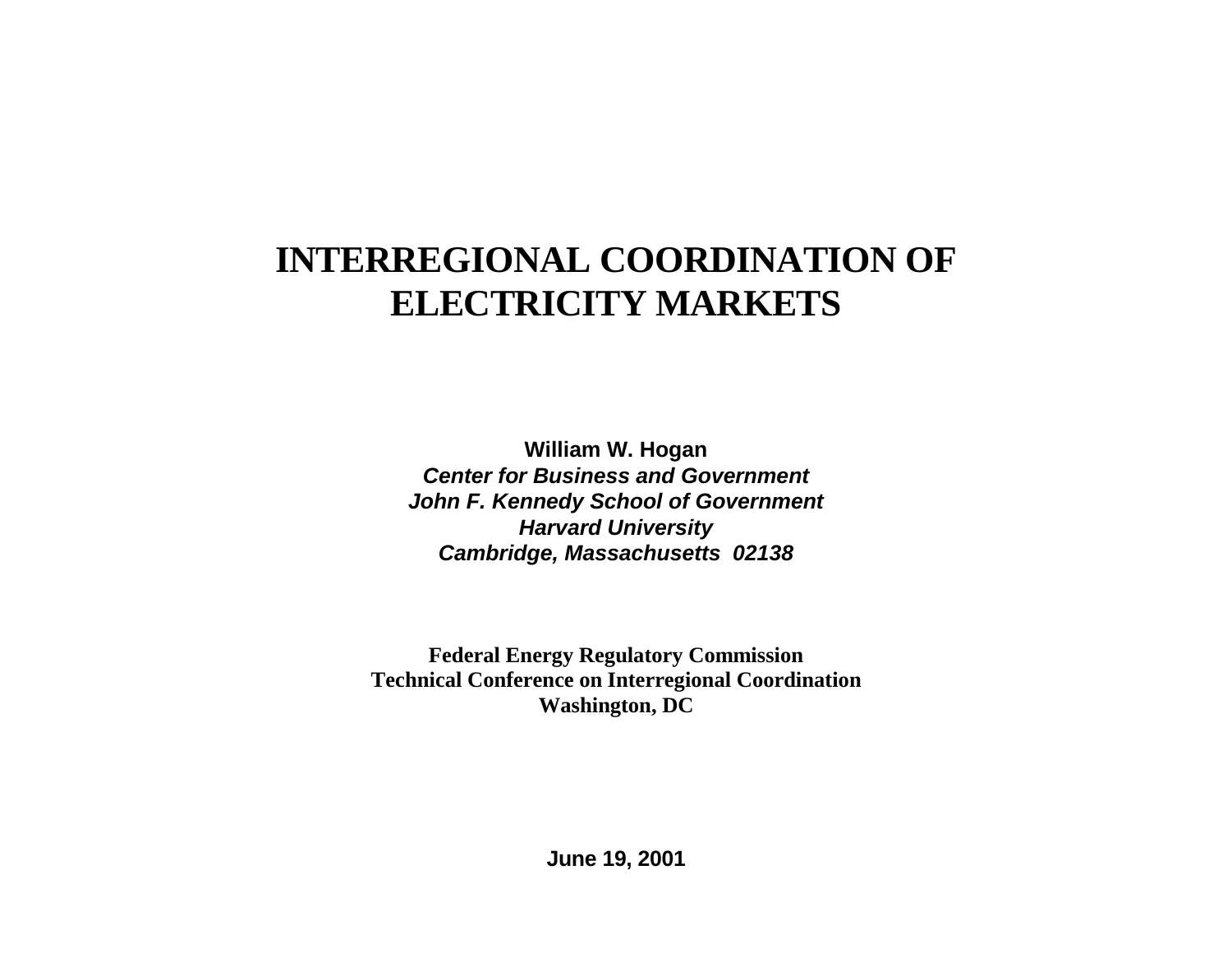# INTERREGIONAL COORDINATION OF ELECTRICITY MARKETS

**William W. Hogan**
***Center for Business and Government***
***John F. Kennedy School of Government***
***Harvard University***
***Cambridge, Massachusetts 02138***

**Federal Energy Regulatory Commission**
**Technical Conference on Interregional Coordination**
**Washington, DC**

**June 19, 2001**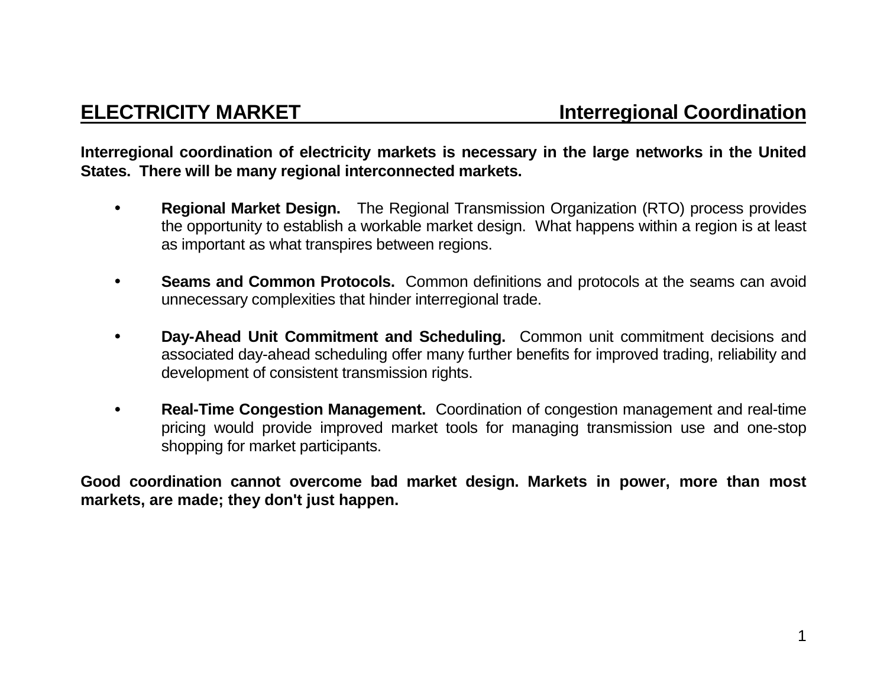## ELECTRICITY MARKET — Interregional Coordination

**Interregional coordination of electricity markets is necessary in the large networks in the United States. There will be many regional interconnected markets.**

- **Regional Market Design.** The Regional Transmission Organization (RTO) process provides the opportunity to establish a workable market design. What happens within a region is at least as important as what transpires between regions.

- **Seams and Common Protocols.** Common definitions and protocols at the seams can avoid unnecessary complexities that hinder interregional trade.

- **Day-Ahead Unit Commitment and Scheduling.** Common unit commitment decisions and associated day-ahead scheduling offer many further benefits for improved trading, reliability and development of consistent transmission rights.

- **Real-Time Congestion Management.** Coordination of congestion management and real-time pricing would provide improved market tools for managing transmission use and one-stop shopping for market participants.

**Good coordination cannot overcome bad market design. Markets in power, more than most markets, are made; they don't just happen.**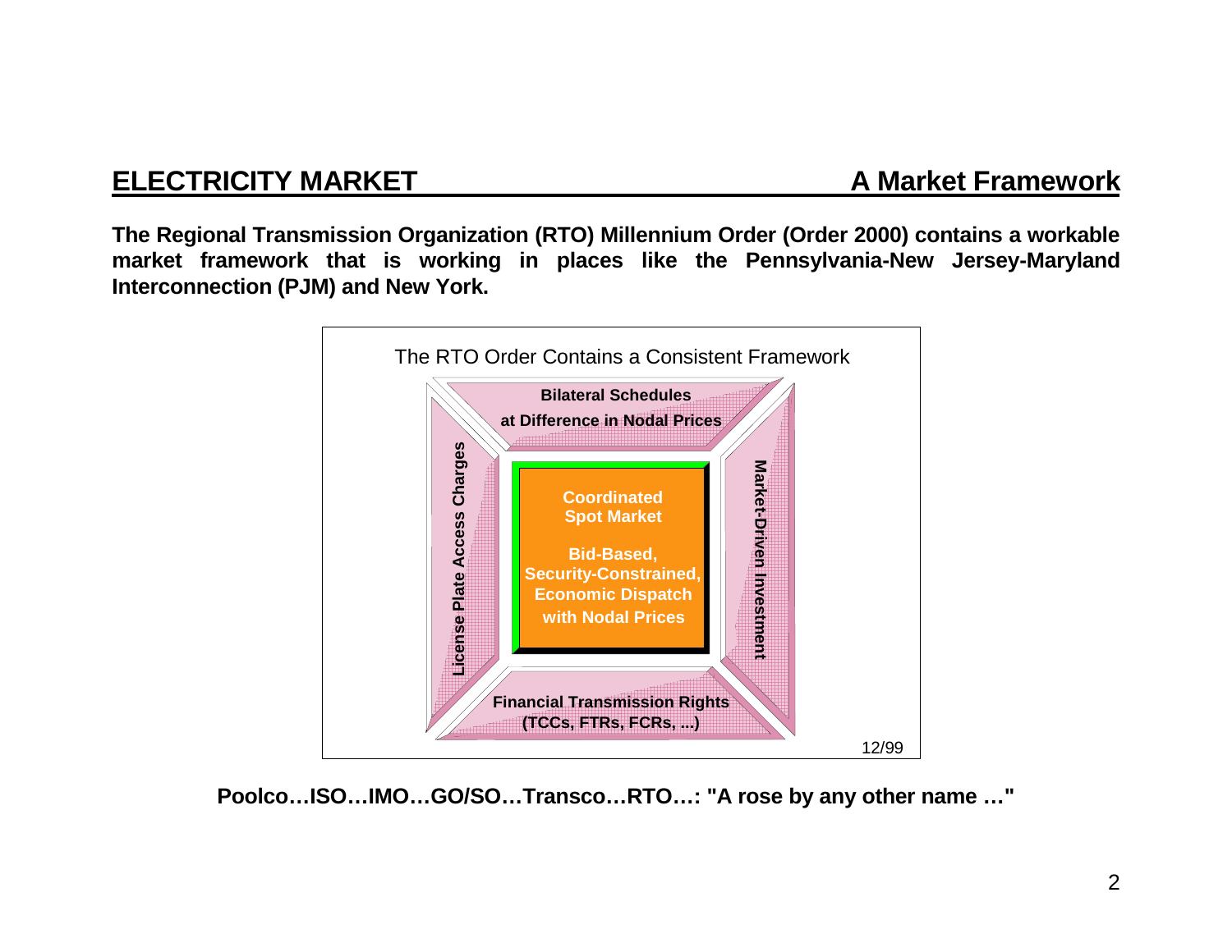## ELECTRICITY MARKET — A Market Framework

**The Regional Transmission Organization (RTO) Millennium Order (Order 2000) contains a workable market framework that is working in places like the Pennsylvania-New Jersey-Maryland Interconnection (PJM) and New York.**

The RTO Order Contains a Consistent Framework

Bilateral Schedules at Difference in Nodal Prices

License Plate Access Charges

Coordinated Spot Market

Bid-Based, Security-Constrained, Economic Dispatch with Nodal Prices

Market-Driven Investment

Financial Transmission Rights (TCCs, FTRs, FCRs, ...)

12/99

**Poolco…ISO…IMO…GO/SO…Transco…RTO…: "A rose by any other name …"**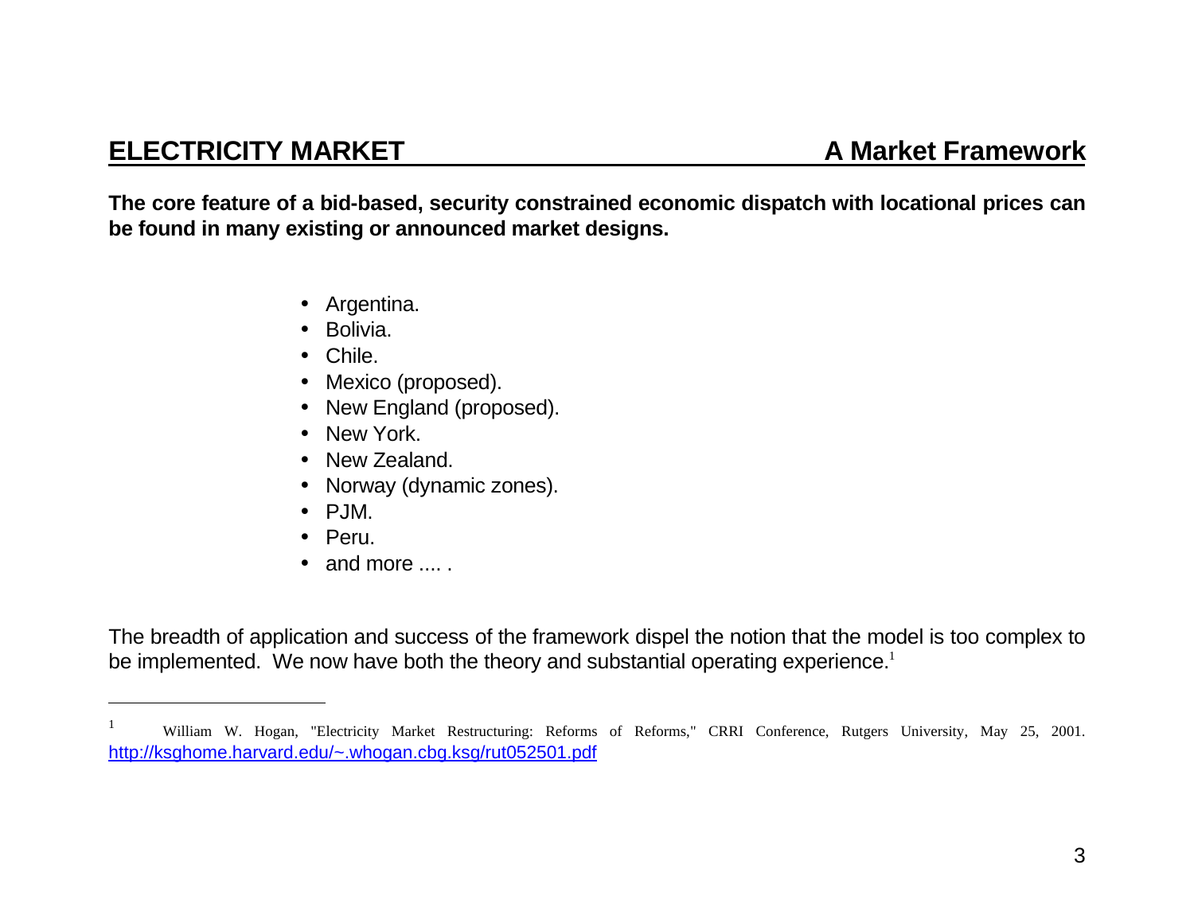## ELECTRICITY MARKET — A Market Framework

**The core feature of a bid-based, security constrained economic dispatch with locational prices can be found in many existing or announced market designs.**

- Argentina.
- Bolivia.
- Chile.
- Mexico (proposed).
- New England (proposed).
- New York.
- New Zealand.
- Norway (dynamic zones).
- PJM.
- Peru.
- and more .... .

The breadth of application and success of the framework dispel the notion that the model is too complex to be implemented. We now have both the theory and substantial operating experience.[1]

---

[1] William W. Hogan, "Electricity Market Restructuring: Reforms of Reforms," CRRI Conference, Rutgers University, May 25, 2001. http://ksghome.harvard.edu/~.whogan.cbg.ksg/rut052501.pdf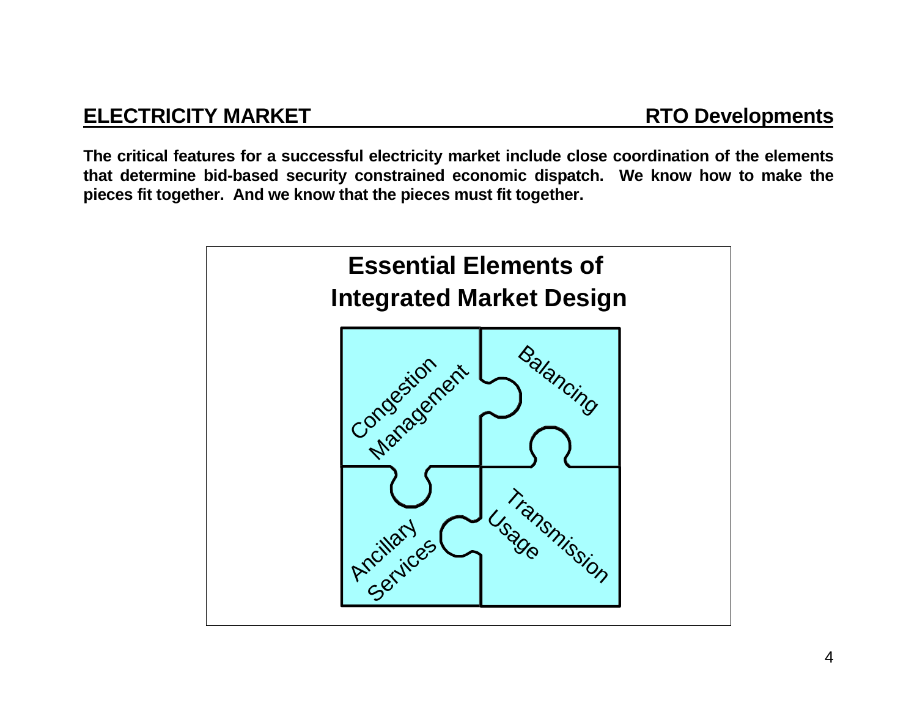## ELECTRICITY MARKET — RTO Developments

**The critical features for a successful electricity market include close coordination of the elements that determine bid-based security constrained economic dispatch. We know how to make the pieces fit together. And we know that the pieces must fit together.**

**Essential Elements of Integrated Market Design**

Congestion Management

Balancing

Ancillary Services

Transmission Usage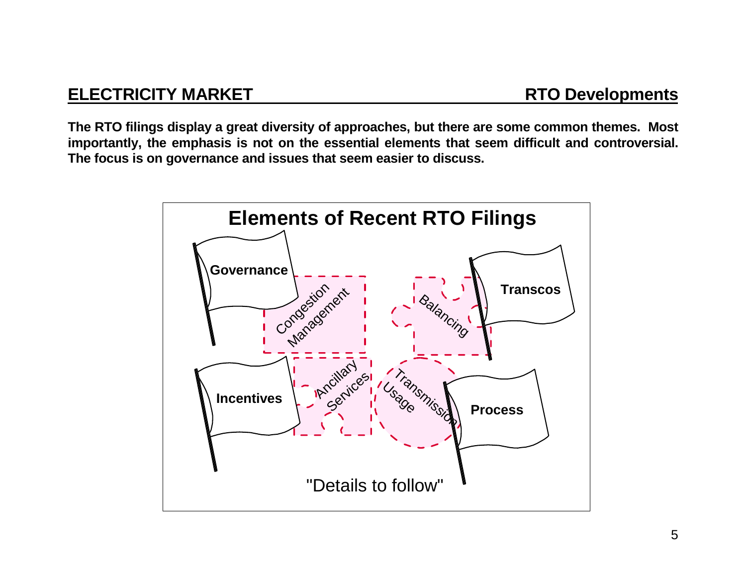## ELECTRICITY MARKET — RTO Developments

**The RTO filings display a great diversity of approaches, but there are some common themes. Most importantly, the emphasis is not on the essential elements that seem difficult and controversial. The focus is on governance and issues that seem easier to discuss.**

**Elements of Recent RTO Filings**

**Governance**

**Transcos**

**Incentives**

**Process**

Congestion Management

Balancing

Ancillary Services

Transmission Usage

"Details to follow"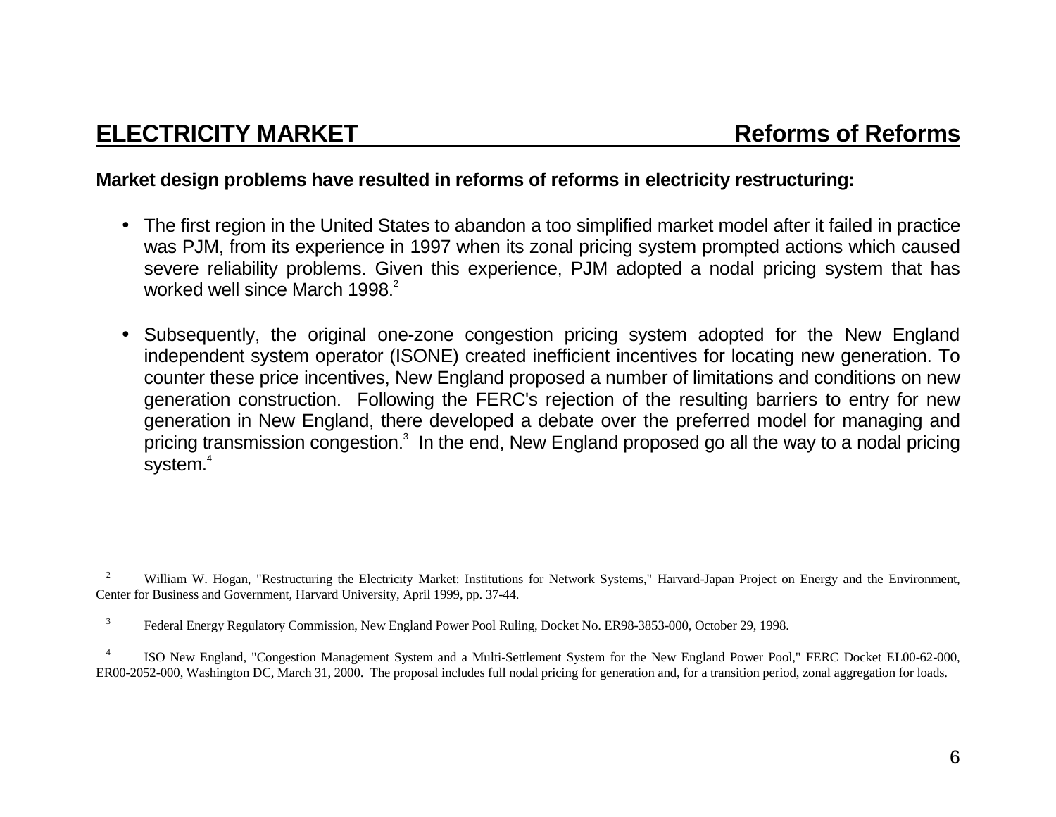## ELECTRICITY MARKET — Reforms of Reforms

**Market design problems have resulted in reforms of reforms in electricity restructuring:**

- The first region in the United States to abandon a too simplified market model after it failed in practice was PJM, from its experience in 1997 when its zonal pricing system prompted actions which caused severe reliability problems. Given this experience, PJM adopted a nodal pricing system that has worked well since March 1998.[2]

- Subsequently, the original one-zone congestion pricing system adopted for the New England independent system operator (ISONE) created inefficient incentives for locating new generation. To counter these price incentives, New England proposed a number of limitations and conditions on new generation construction. Following the FERC's rejection of the resulting barriers to entry for new generation in New England, there developed a debate over the preferred model for managing and pricing transmission congestion.[3] In the end, New England proposed go all the way to a nodal pricing system.[4]

---

[2] William W. Hogan, "Restructuring the Electricity Market: Institutions for Network Systems," Harvard-Japan Project on Energy and the Environment, Center for Business and Government, Harvard University, April 1999, pp. 37-44.

[3] Federal Energy Regulatory Commission, New England Power Pool Ruling, Docket No. ER98-3853-000, October 29, 1998.

[4] ISO New England, "Congestion Management System and a Multi-Settlement System for the New England Power Pool," FERC Docket EL00-62-000, ER00-2052-000, Washington DC, March 31, 2000. The proposal includes full nodal pricing for generation and, for a transition period, zonal aggregation for loads.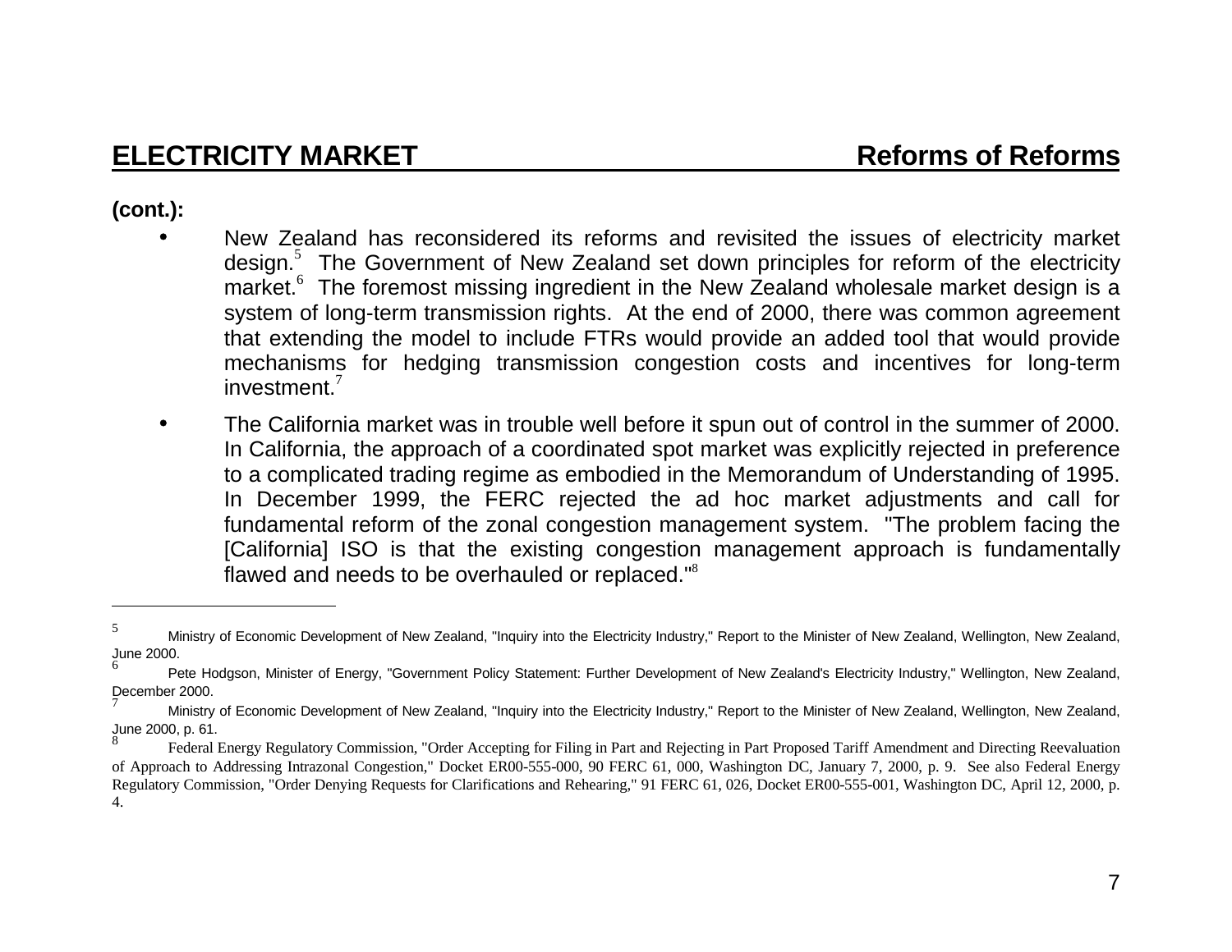## ELECTRICITY MARKET — Reforms of Reforms

**(cont.):**

- New Zealand has reconsidered its reforms and revisited the issues of electricity market design.[5] The Government of New Zealand set down principles for reform of the electricity market.[6] The foremost missing ingredient in the New Zealand wholesale market design is a system of long-term transmission rights. At the end of 2000, there was common agreement that extending the model to include FTRs would provide an added tool that would provide mechanisms for hedging transmission congestion costs and incentives for long-term investment.[7]

- The California market was in trouble well before it spun out of control in the summer of 2000. In California, the approach of a coordinated spot market was explicitly rejected in preference to a complicated trading regime as embodied in the Memorandum of Understanding of 1995. In December 1999, the FERC rejected the ad hoc market adjustments and call for fundamental reform of the zonal congestion management system. "The problem facing the [California] ISO is that the existing congestion management approach is fundamentally flawed and needs to be overhauled or replaced."[8]

---

[5] Ministry of Economic Development of New Zealand, "Inquiry into the Electricity Industry," Report to the Minister of New Zealand, Wellington, New Zealand, June 2000.

[6] Pete Hodgson, Minister of Energy, "Government Policy Statement: Further Development of New Zealand's Electricity Industry," Wellington, New Zealand, December 2000.

[7] Ministry of Economic Development of New Zealand, "Inquiry into the Electricity Industry," Report to the Minister of New Zealand, Wellington, New Zealand, June 2000, p. 61.

[8] Federal Energy Regulatory Commission, "Order Accepting for Filing in Part and Rejecting in Part Proposed Tariff Amendment and Directing Reevaluation of Approach to Addressing Intrazonal Congestion," Docket ER00-555-000, 90 FERC 61, 000, Washington DC, January 7, 2000, p. 9. See also Federal Energy Regulatory Commission, "Order Denying Requests for Clarifications and Rehearing," 91 FERC 61, 026, Docket ER00-555-001, Washington DC, April 12, 2000, p. 4.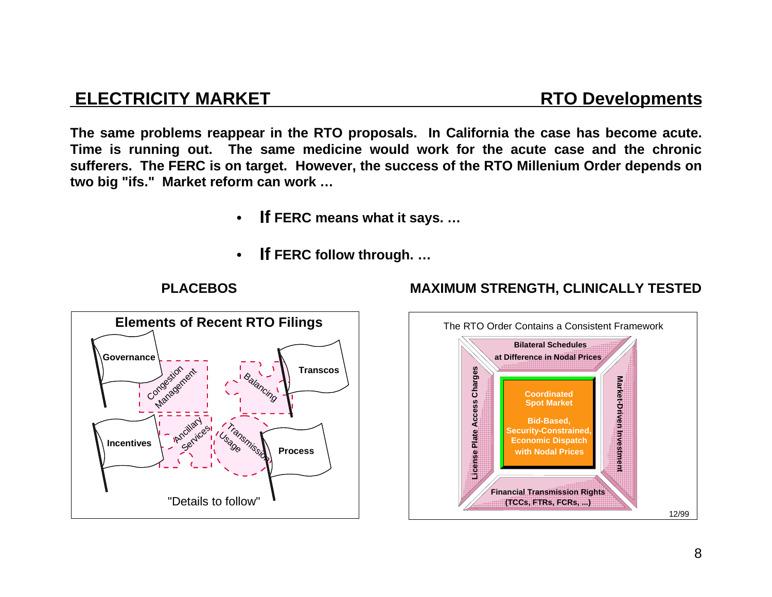## ELECTRICITY MARKET — RTO Developments

**The same problems reappear in the RTO proposals. In California the case has become acute. Time is running out. The same medicine would work for the acute case and the chronic sufferers. The FERC is on target. However, the success of the RTO Millenium Order depends on two big "ifs." Market reform can work …**

- **If FERC means what it says. …**
- **If FERC follow through. …**

**PLACEBOS**

**Elements of Recent RTO Filings**

Governance

Congestion Management

Balancing

Transcos

Incentives

Ancillary Services

Transmission Usage

Process

"Details to follow"

**MAXIMUM STRENGTH, CLINICALLY TESTED**

The RTO Order Contains a Consistent Framework

Bilateral Schedules at Difference in Nodal Prices

License Plate Access Charges

Coordinated Spot Market

Bid-Based, Security-Constrained, Economic Dispatch with Nodal Prices

Market-Driven Investment

Financial Transmission Rights (TCCs, FTRs, FCRs, ...)

12/99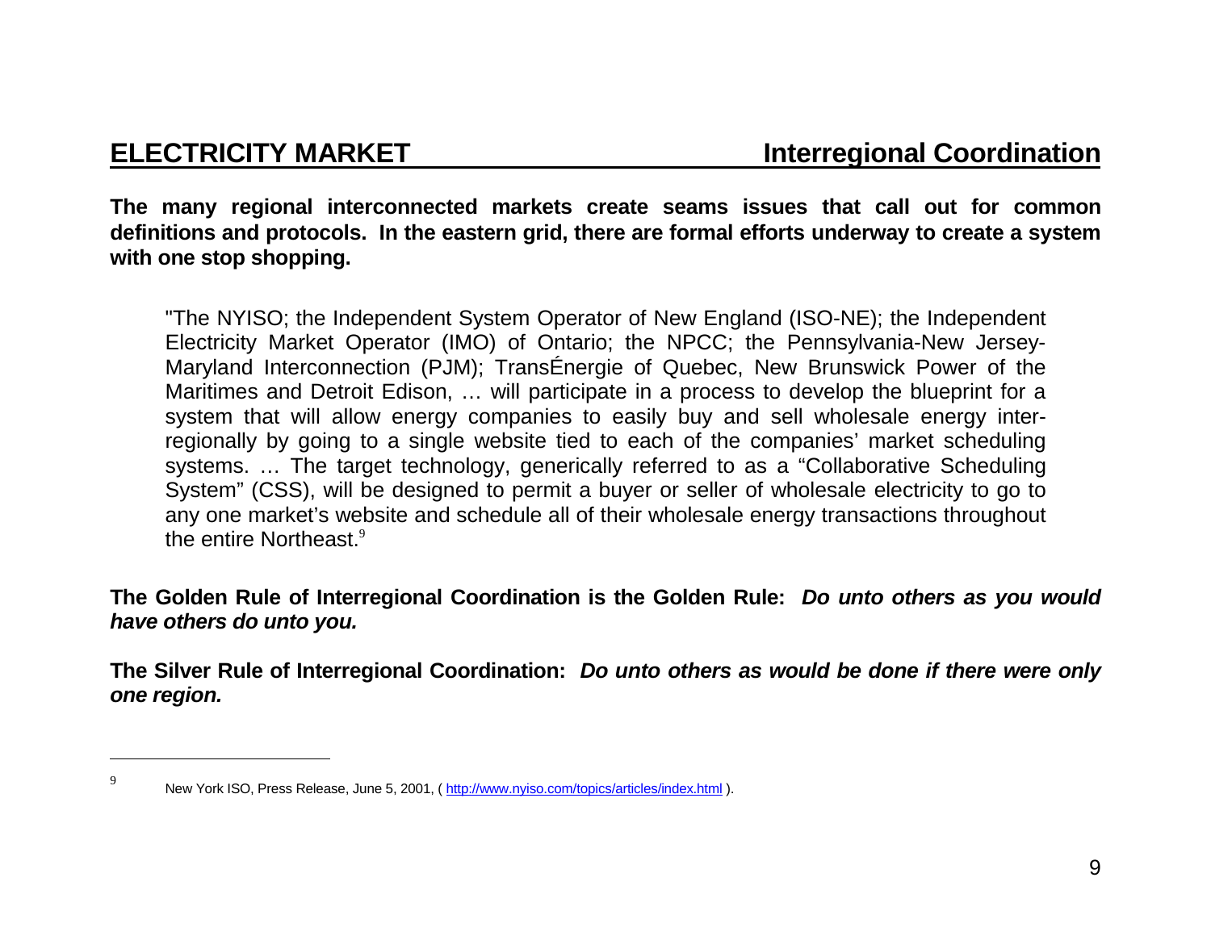## ELECTRICITY MARKET — Interregional Coordination

**The many regional interconnected markets create seams issues that call out for common definitions and protocols. In the eastern grid, there are formal efforts underway to create a system with one stop shopping.**

> "The NYISO; the Independent System Operator of New England (ISO-NE); the Independent Electricity Market Operator (IMO) of Ontario; the NPCC; the Pennsylvania-New Jersey-Maryland Interconnection (PJM); TransÉnergie of Quebec, New Brunswick Power of the Maritimes and Detroit Edison, … will participate in a process to develop the blueprint for a system that will allow energy companies to easily buy and sell wholesale energy inter-regionally by going to a single website tied to each of the companies' market scheduling systems. … The target technology, generically referred to as a "Collaborative Scheduling System" (CSS), will be designed to permit a buyer or seller of wholesale electricity to go to any one market's website and schedule all of their wholesale energy transactions throughout the entire Northeast.[9]

**The Golden Rule of Interregional Coordination is the Golden Rule: *Do unto others as you would have others do unto you.***

**The Silver Rule of Interregional Coordination: *Do unto others as would be done if there were only one region.***

---

[9] New York ISO, Press Release, June 5, 2001, ( http://www.nyiso.com/topics/articles/index.html ).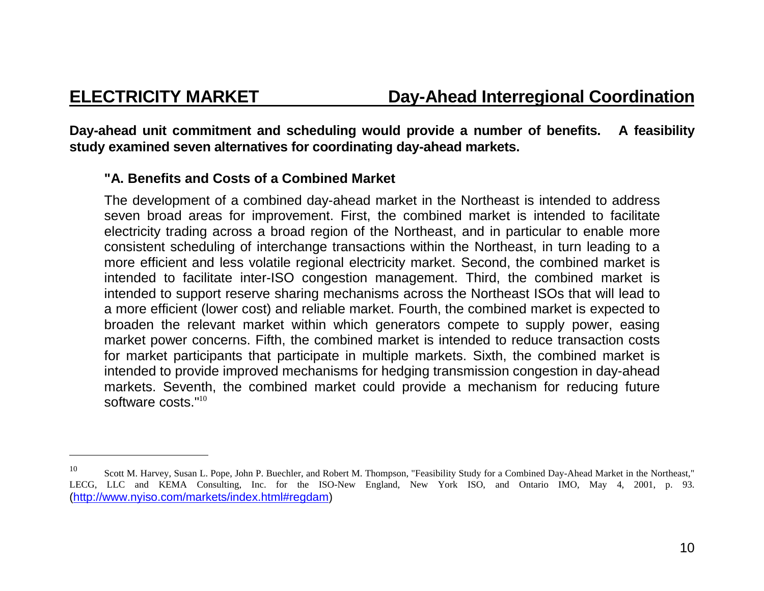## ELECTRICITY MARKET — Day-Ahead Interregional Coordination

**Day-ahead unit commitment and scheduling would provide a number of benefits. A feasibility study examined seven alternatives for coordinating day-ahead markets.**

> **"A. Benefits and Costs of a Combined Market**
>
> The development of a combined day-ahead market in the Northeast is intended to address seven broad areas for improvement. First, the combined market is intended to facilitate electricity trading across a broad region of the Northeast, and in particular to enable more consistent scheduling of interchange transactions within the Northeast, in turn leading to a more efficient and less volatile regional electricity market. Second, the combined market is intended to facilitate inter-ISO congestion management. Third, the combined market is intended to support reserve sharing mechanisms across the Northeast ISOs that will lead to a more efficient (lower cost) and reliable market. Fourth, the combined market is expected to broaden the relevant market within which generators compete to supply power, easing market power concerns. Fifth, the combined market is intended to reduce transaction costs for market participants that participate in multiple markets. Sixth, the combined market is intended to provide improved mechanisms for hedging transmission congestion in day-ahead markets. Seventh, the combined market could provide a mechanism for reducing future software costs."[10]

---

[10] Scott M. Harvey, Susan L. Pope, John P. Buechler, and Robert M. Thompson, "Feasibility Study for a Combined Day-Ahead Market in the Northeast," LECG, LLC and KEMA Consulting, Inc. for the ISO-New England, New York ISO, and Ontario IMO, May 4, 2001, p. 93. (http://www.nyiso.com/markets/index.html#regdam)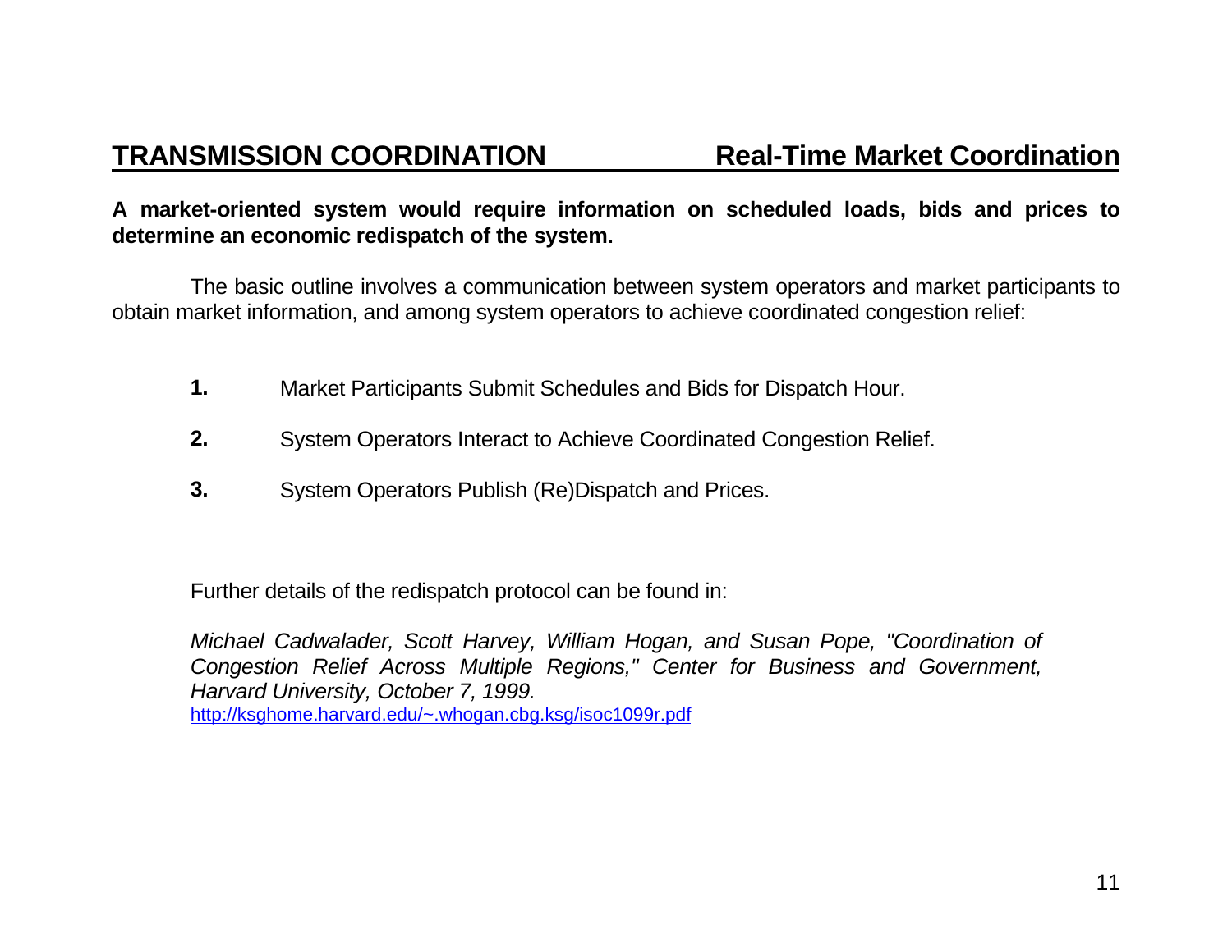## TRANSMISSION COORDINATION — Real-Time Market Coordination

**A market-oriented system would require information on scheduled loads, bids and prices to determine an economic redispatch of the system.**

The basic outline involves a communication between system operators and market participants to obtain market information, and among system operators to achieve coordinated congestion relief:

1. Market Participants Submit Schedules and Bids for Dispatch Hour.

2. System Operators Interact to Achieve Coordinated Congestion Relief.

3. System Operators Publish (Re)Dispatch and Prices.

Further details of the redispatch protocol can be found in:

*Michael Cadwalader, Scott Harvey, William Hogan, and Susan Pope, "Coordination of Congestion Relief Across Multiple Regions," Center for Business and Government, Harvard University, October 7, 1999.*
http://ksghome.harvard.edu/~.whogan.cbg.ksg/isoc1099r.pdf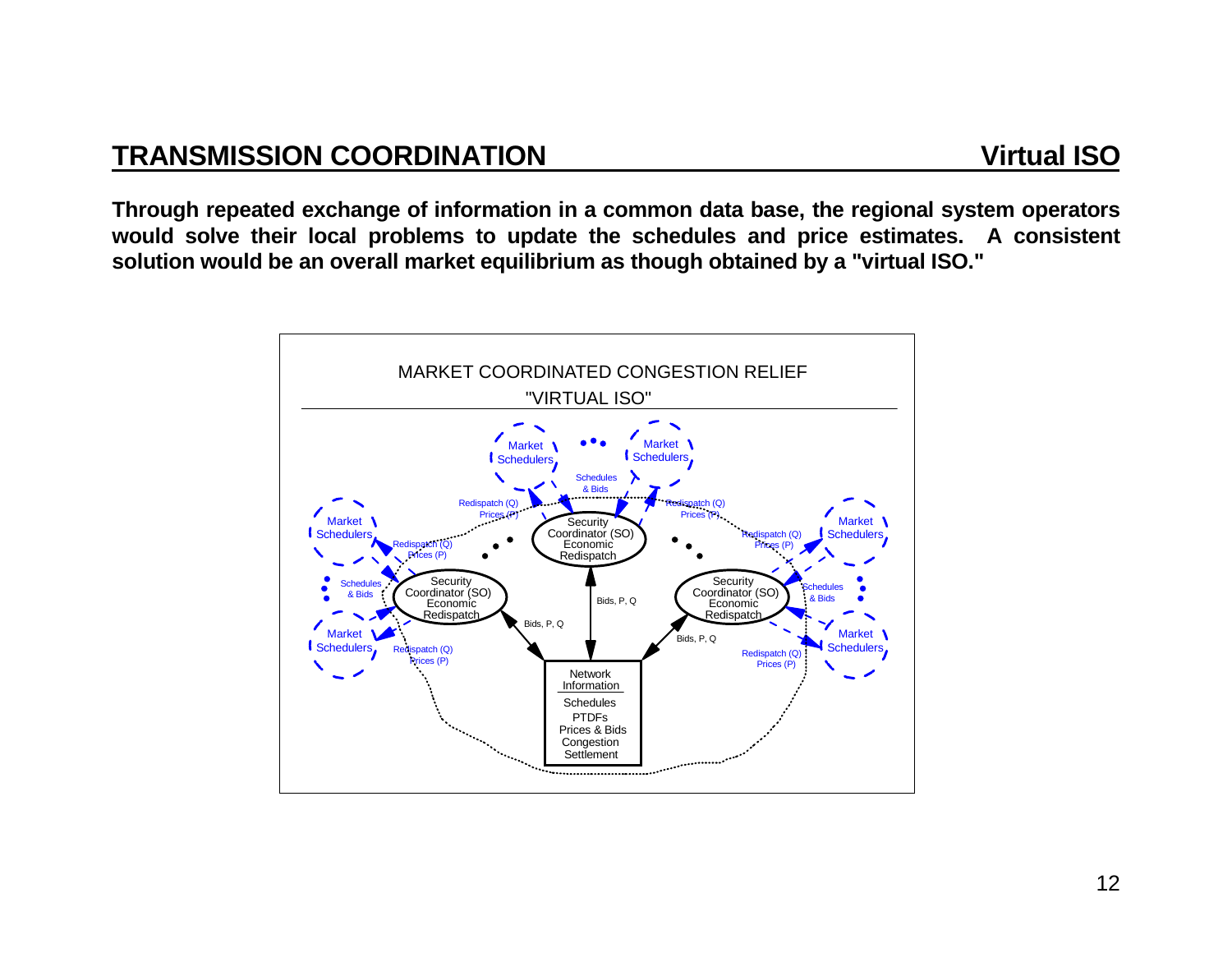## TRANSMISSION COORDINATION — Virtual ISO

**Through repeated exchange of information in a common data base, the regional system operators would solve their local problems to update the schedules and price estimates. A consistent solution would be an overall market equilibrium as though obtained by a "virtual ISO."**

MARKET COORDINATED CONGESTION RELIEF

"VIRTUAL ISO"

Market Schedulers

Market Schedulers

Schedules & Bids

Redispatch (Q) Prices (P)

Redispatch (Q) Prices (P)

Security Coordinator (SO) Economic Redispatch

Market Schedulers

Market Schedulers

Redispatch (Q) Prices (P)

Redispatch (Q) Prices (P)

Schedules & Bids

Security Coordinator (SO) Economic Redispatch

Security Coordinator (SO) Economic Redispatch

Schedules & Bids

Market Schedulers

Market Schedulers

Redispatch (Q) Prices (P)

Redispatch (Q) Prices (P)

Bids, P, Q

Bids, P, Q

Bids, P, Q

Network Information

Schedules

PTDFs

Prices & Bids

Congestion

Settlement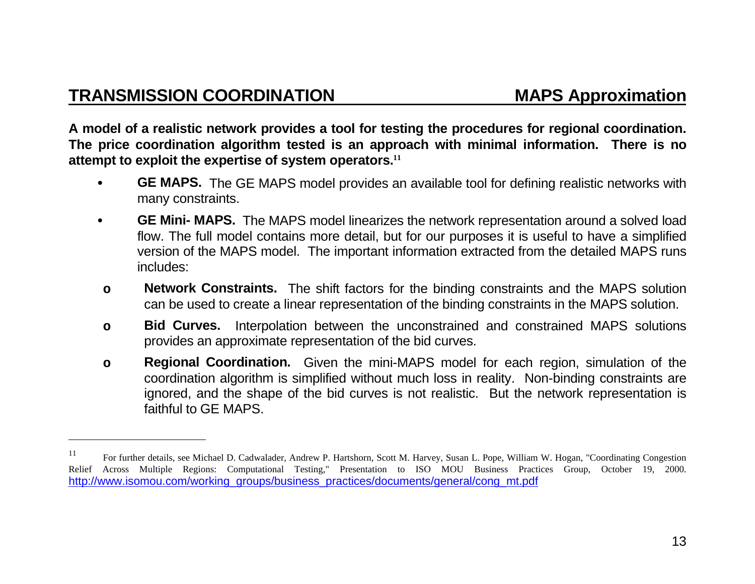## TRANSMISSION COORDINATION — MAPS Approximation

**A model of a realistic network provides a tool for testing the procedures for regional coordination. The price coordination algorithm tested is an approach with minimal information. There is no attempt to exploit the expertise of system operators.**[11]

- **GE MAPS.** The GE MAPS model provides an available tool for defining realistic networks with many constraints.
- **GE Mini- MAPS.** The MAPS model linearizes the network representation around a solved load flow. The full model contains more detail, but for our purposes it is useful to have a simplified version of the MAPS model. The important information extracted from the detailed MAPS runs includes:
  - **Network Constraints.** The shift factors for the binding constraints and the MAPS solution can be used to create a linear representation of the binding constraints in the MAPS solution.
  - **Bid Curves.** Interpolation between the unconstrained and constrained MAPS solutions provides an approximate representation of the bid curves.
  - **Regional Coordination.** Given the mini-MAPS model for each region, simulation of the coordination algorithm is simplified without much loss in reality. Non-binding constraints are ignored, and the shape of the bid curves is not realistic. But the network representation is faithful to GE MAPS.

---

[11] For further details, see Michael D. Cadwalader, Andrew P. Hartshorn, Scott M. Harvey, Susan L. Pope, William W. Hogan, "Coordinating Congestion Relief Across Multiple Regions: Computational Testing," Presentation to ISO MOU Business Practices Group, October 19, 2000. http://www.isomou.com/working_groups/business_practices/documents/general/cong_mt.pdf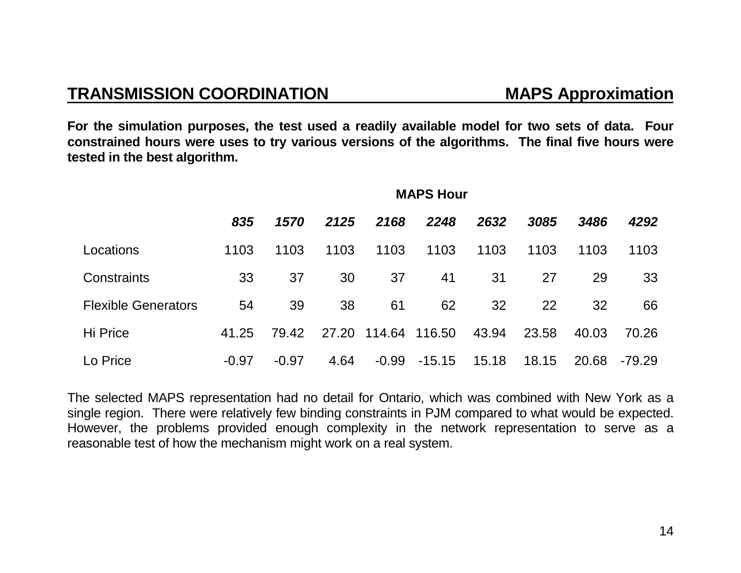## TRANSMISSION COORDINATION — MAPS Approximation

**For the simulation purposes, the test used a readily available model for two sets of data. Four constrained hours were uses to try various versions of the algorithms. The final five hours were tested in the best algorithm.**

| | MAPS Hour | | | | | | | | |
|---|---|---|---|---|---|---|---|---|---|
| | ***835*** | ***1570*** | ***2125*** | ***2168*** | ***2248*** | ***2632*** | ***3085*** | ***3486*** | ***4292*** |
| Locations | 1103 | 1103 | 1103 | 1103 | 1103 | 1103 | 1103 | 1103 | 1103 |
| Constraints | 33 | 37 | 30 | 37 | 41 | 31 | 27 | 29 | 33 |
| Flexible Generators | 54 | 39 | 38 | 61 | 62 | 32 | 22 | 32 | 66 |
| Hi Price | 41.25 | 79.42 | 27.20 | 114.64 | 116.50 | 43.94 | 23.58 | 40.03 | 70.26 |
| Lo Price | -0.97 | -0.97 | 4.64 | -0.99 | -15.15 | 15.18 | 18.15 | 20.68 | -79.29 |

The selected MAPS representation had no detail for Ontario, which was combined with New York as a single region. There were relatively few binding constraints in PJM compared to what would be expected. However, the problems provided enough complexity in the network representation to serve as a reasonable test of how the mechanism might work on a real system.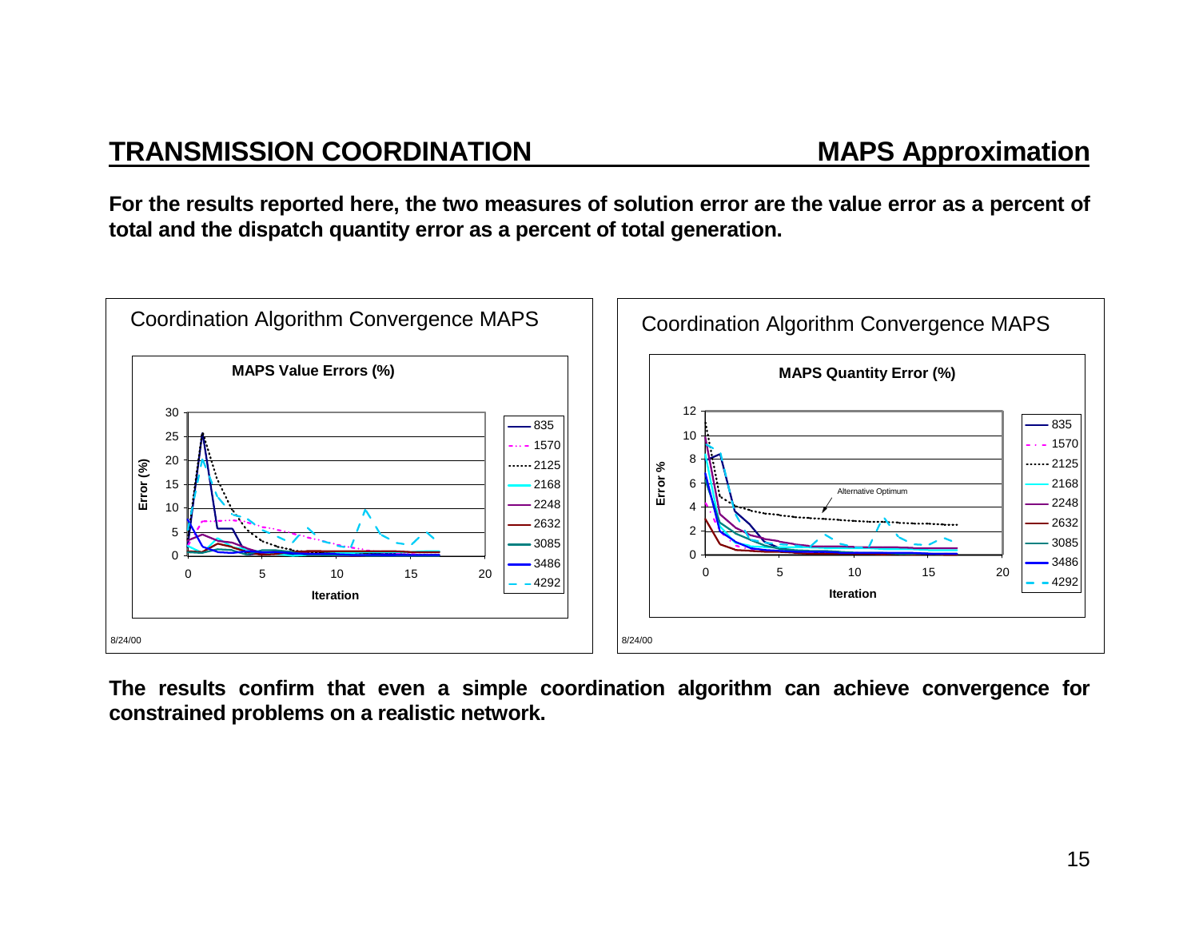## TRANSMISSION COORDINATION — MAPS Approximation

**For the results reported here, the two measures of solution error are the value error as a percent of total and the dispatch quantity error as a percent of total generation.**

Coordination Algorithm Convergence MAPS

MAPS Value Errors (%)

Error (%)

30
25
20
15
10
5
0

0 5 10 15 20

Iteration

835
1570
2125
2168
2248
2632
3085
3486
4292

8/24/00

Coordination Algorithm Convergence MAPS

MAPS Quantity Error (%)

Error %

12
10
8
6
4
2
0

0 5 10 15 20

Iteration

Alternative Optimum

835
1570
2125
2168
2248
2632
3085
3486
4292

8/24/00

**The results confirm that even a simple coordination algorithm can achieve convergence for constrained problems on a realistic network.**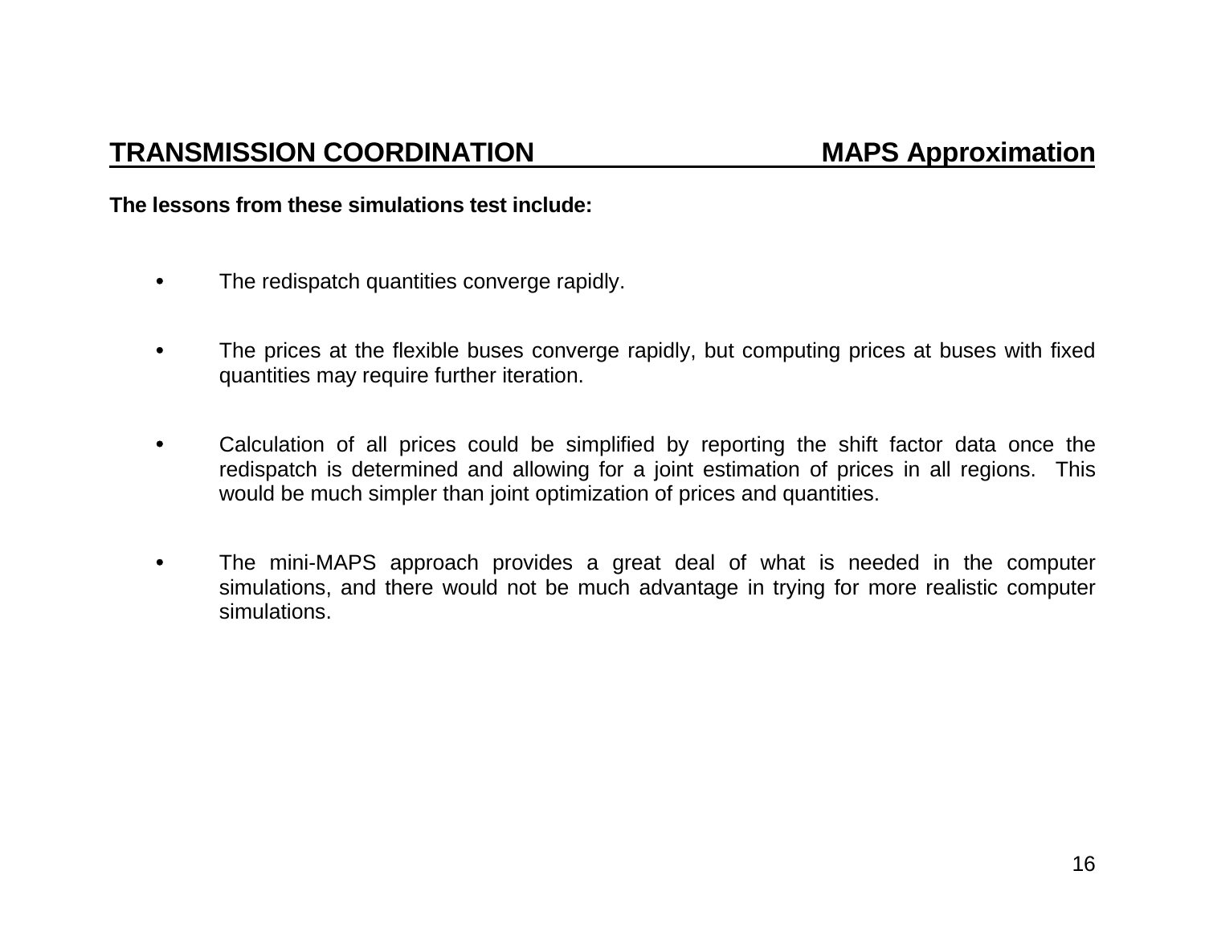## TRANSMISSION COORDINATION — MAPS Approximation

**The lessons from these simulations test include:**

- The redispatch quantities converge rapidly.

- The prices at the flexible buses converge rapidly, but computing prices at buses with fixed quantities may require further iteration.

- Calculation of all prices could be simplified by reporting the shift factor data once the redispatch is determined and allowing for a joint estimation of prices in all regions. This would be much simpler than joint optimization of prices and quantities.

- The mini-MAPS approach provides a great deal of what is needed in the computer simulations, and there would not be much advantage in trying for more realistic computer simulations.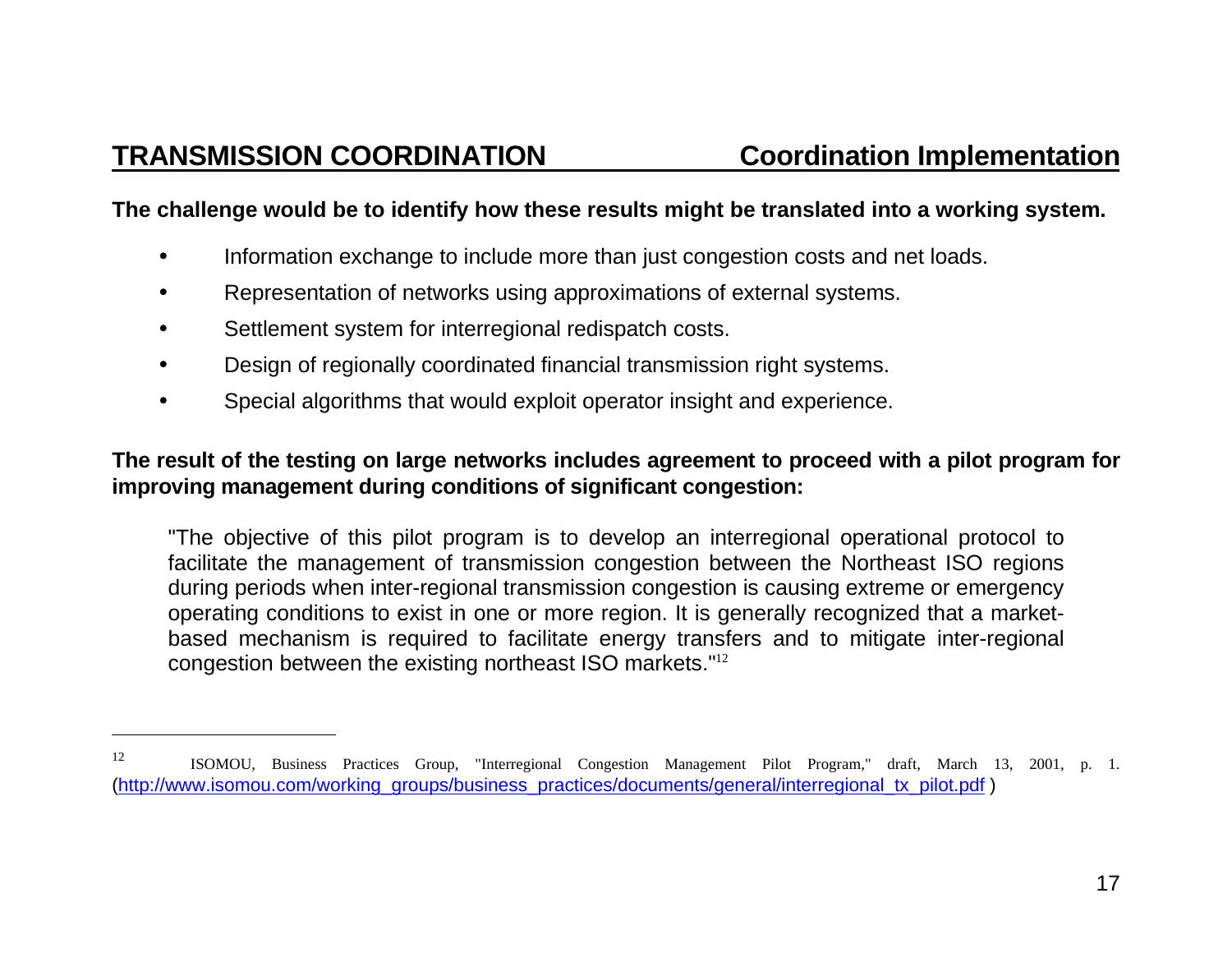## TRANSMISSION COORDINATION — Coordination Implementation

**The challenge would be to identify how these results might be translated into a working system.**

- Information exchange to include more than just congestion costs and net loads.
- Representation of networks using approximations of external systems.
- Settlement system for interregional redispatch costs.
- Design of regionally coordinated financial transmission right systems.
- Special algorithms that would exploit operator insight and experience.

**The result of the testing on large networks includes agreement to proceed with a pilot program for improving management during conditions of significant congestion:**

> "The objective of this pilot program is to develop an interregional operational protocol to facilitate the management of transmission congestion between the Northeast ISO regions during periods when inter-regional transmission congestion is causing extreme or emergency operating conditions to exist in one or more region. It is generally recognized that a market-based mechanism is required to facilitate energy transfers and to mitigate inter-regional congestion between the existing northeast ISO markets."[12]

---

[12] ISOMOU, Business Practices Group, "Interregional Congestion Management Pilot Program," draft, March 13, 2001, p. 1. (http://www.isomou.com/working_groups/business_practices/documents/general/interregional_tx_pilot.pdf )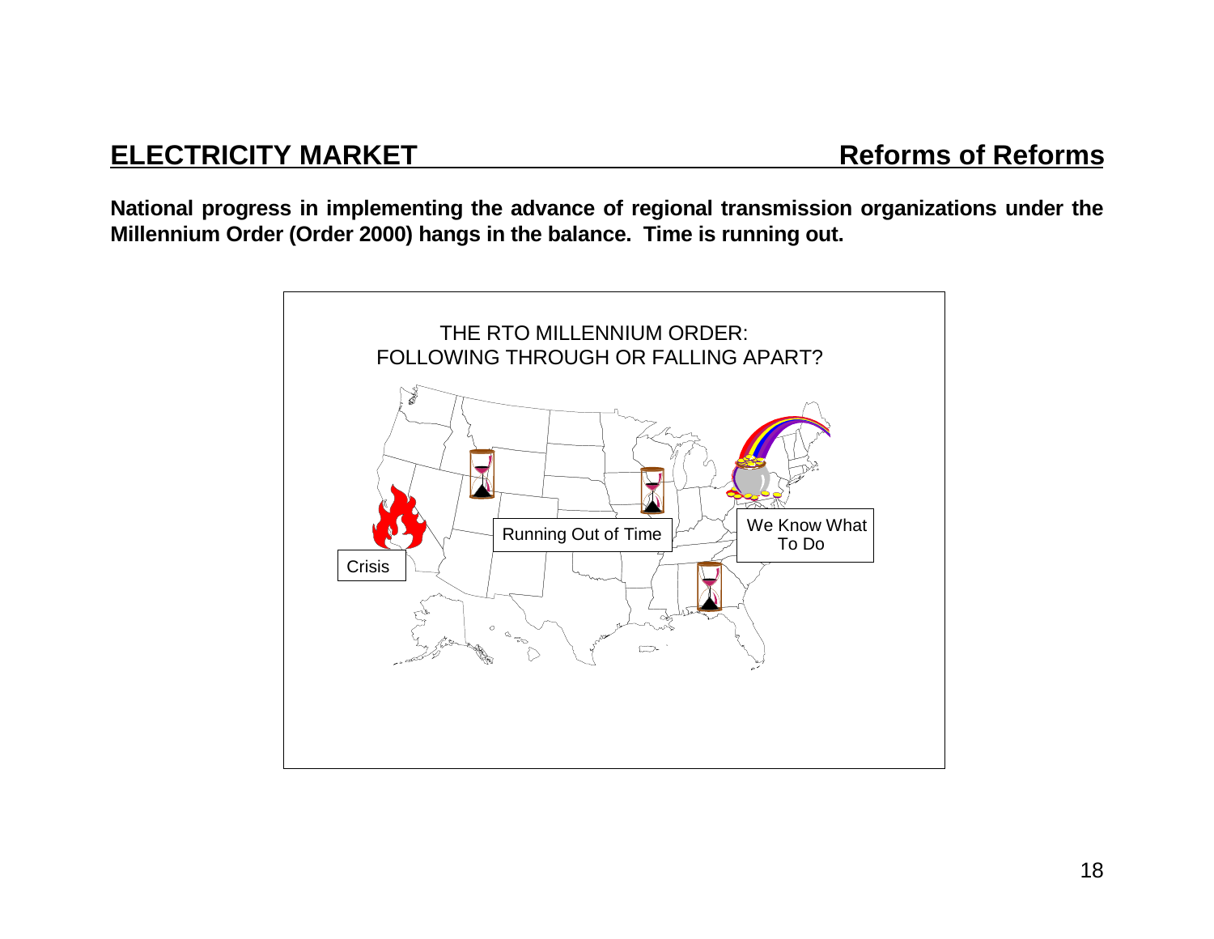## ELECTRICITY MARKET — Reforms of Reforms

**National progress in implementing the advance of regional transmission organizations under the Millennium Order (Order 2000) hangs in the balance. Time is running out.**

THE RTO MILLENNIUM ORDER:
FOLLOWING THROUGH OR FALLING APART?

Crisis

Running Out of Time

We Know What To Do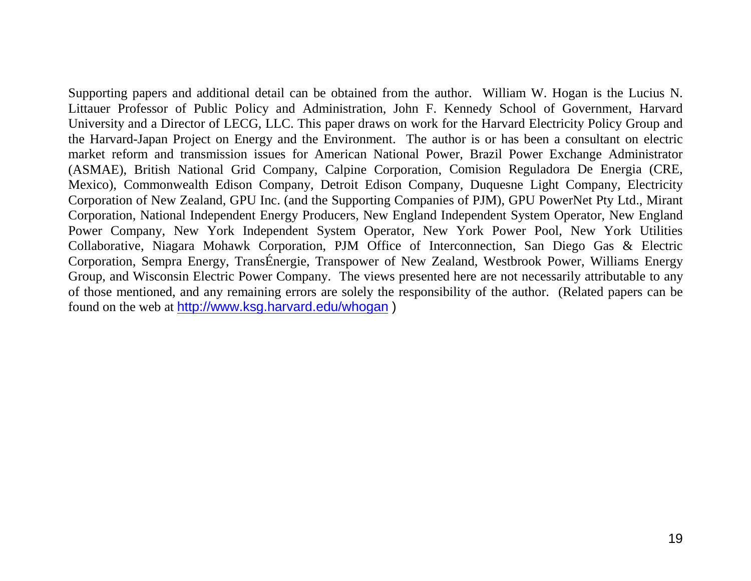Supporting papers and additional detail can be obtained from the author. William W. Hogan is the Lucius N. Littauer Professor of Public Policy and Administration, John F. Kennedy School of Government, Harvard University and a Director of LECG, LLC. This paper draws on work for the Harvard Electricity Policy Group and the Harvard-Japan Project on Energy and the Environment. The author is or has been a consultant on electric market reform and transmission issues for American National Power, Brazil Power Exchange Administrator (ASMAE), British National Grid Company, Calpine Corporation, Comision Reguladora De Energia (CRE, Mexico), Commonwealth Edison Company, Detroit Edison Company, Duquesne Light Company, Electricity Corporation of New Zealand, GPU Inc. (and the Supporting Companies of PJM), GPU PowerNet Pty Ltd., Mirant Corporation, National Independent Energy Producers, New England Independent System Operator, New England Power Company, New York Independent System Operator, New York Power Pool, New York Utilities Collaborative, Niagara Mohawk Corporation, PJM Office of Interconnection, San Diego Gas & Electric Corporation, Sempra Energy, TransÉnergie, Transpower of New Zealand, Westbrook Power, Williams Energy Group, and Wisconsin Electric Power Company. The views presented here are not necessarily attributable to any of those mentioned, and any remaining errors are solely the responsibility of the author. (Related papers can be found on the web at http://www.ksg.harvard.edu/whogan )